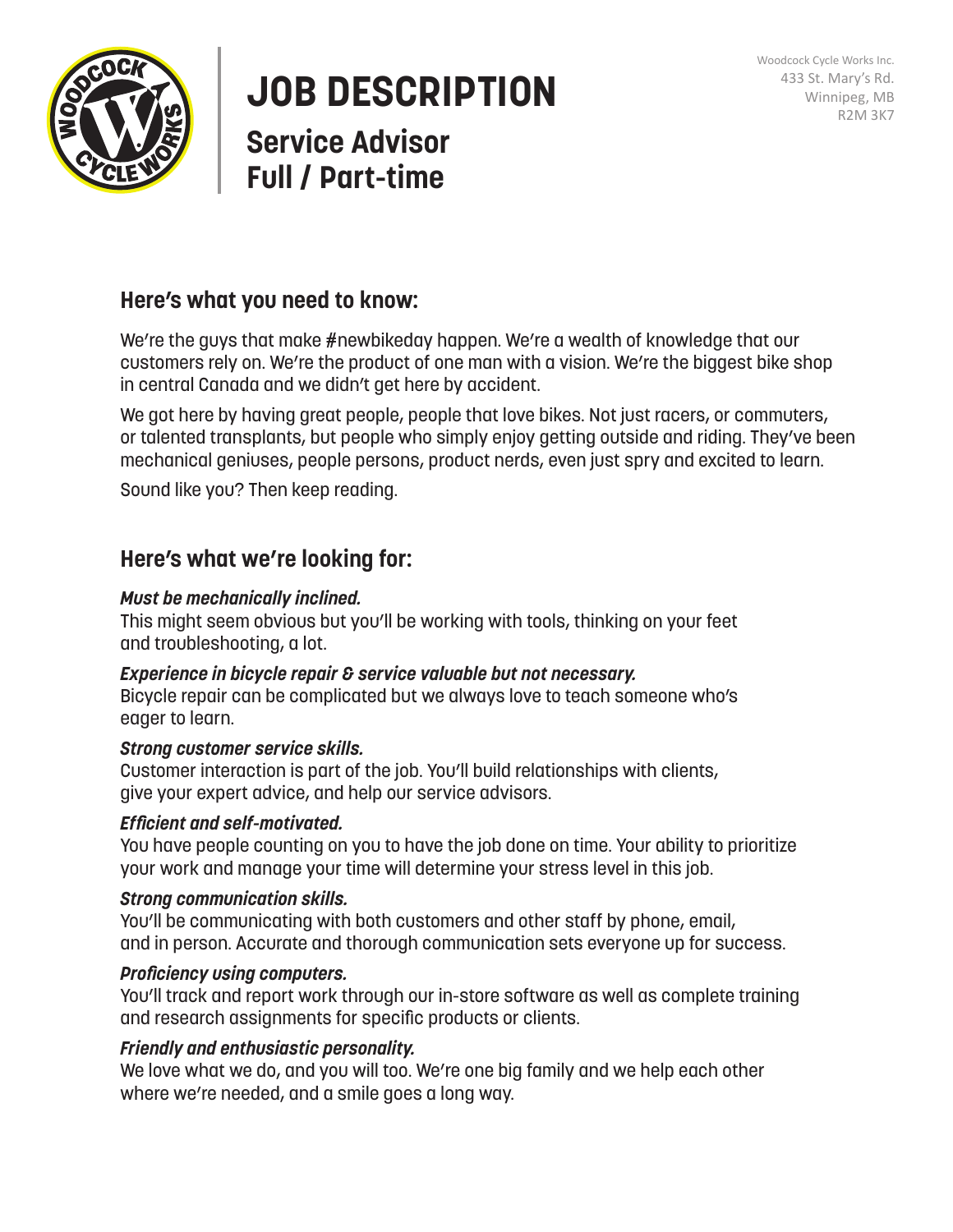Woodcock Cycle Works Inc.
433 St. Mary's Rd.
Winnipeg, MB
R2M 3K7

# JOB DESCRIPTION

## Service Advisor
## Full / Part-time

### Here's what you need to know:

We're the guys that make #newbikeday happen. We're a wealth of knowledge that our customers rely on. We're the product of one man with a vision. We're the biggest bike shop in central Canada and we didn't get here by accident.

We got here by having great people, people that love bikes. Not just racers, or commuters, or talented transplants, but people who simply enjoy getting outside and riding. They've been mechanical geniuses, people persons, product nerds, even just spry and excited to learn.

Sound like you? Then keep reading.

### Here's what we're looking for:

***Must be mechanically inclined.***
This might seem obvious but you'll be working with tools, thinking on your feet and troubleshooting, a lot.

***Experience in bicycle repair & service valuable but not necessary.***
Bicycle repair can be complicated but we always love to teach someone who's eager to learn.

***Strong customer service skills.***
Customer interaction is part of the job. You'll build relationships with clients, give your expert advice, and help our service advisors.

***Efficient and self-motivated.***
You have people counting on you to have the job done on time. Your ability to prioritize your work and manage your time will determine your stress level in this job.

***Strong communication skills.***
You'll be communicating with both customers and other staff by phone, email, and in person. Accurate and thorough communication sets everyone up for success.

***Proficiency using computers.***
You'll track and report work through our in-store software as well as complete training and research assignments for specific products or clients.

***Friendly and enthusiastic personality.***
We love what we do, and you will too. We're one big family and we help each other where we're needed, and a smile goes a long way.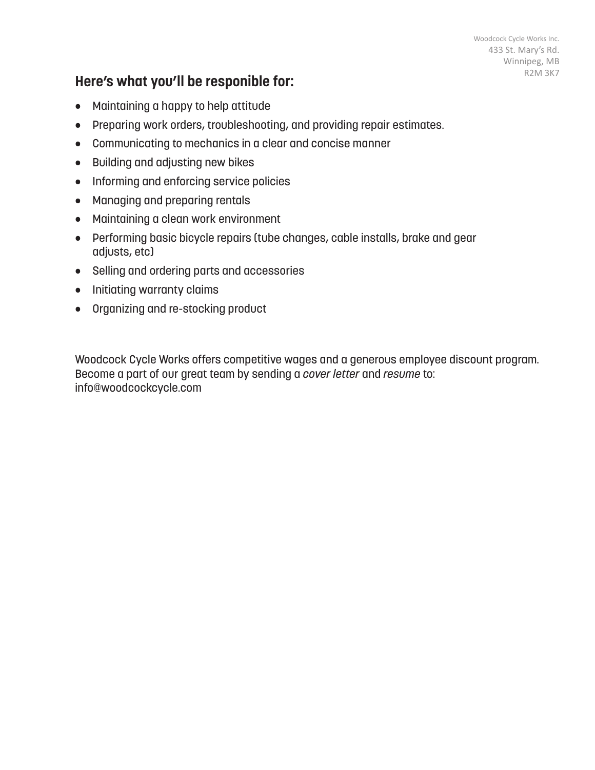Woodcock Cycle Works Inc.
433 St. Mary's Rd.
Winnipeg, MB
R2M 3K7

## Here's what you'll be responible for:

- Maintaining a happy to help attitude
- Preparing work orders, troubleshooting, and providing repair estimates.
- Communicating to mechanics in a clear and concise manner
- Building and adjusting new bikes
- Informing and enforcing service policies
- Managing and preparing rentals
- Maintaining a clean work environment
- Performing basic bicycle repairs (tube changes, cable installs, brake and gear adjusts, etc)
- Selling and ordering parts and accessories
- Initiating warranty claims
- Organizing and re-stocking product

Woodcock Cycle Works offers competitive wages and a generous employee discount program. Become a part of our great team by sending a *cover letter* and *resume* to: info@woodcockcycle.com